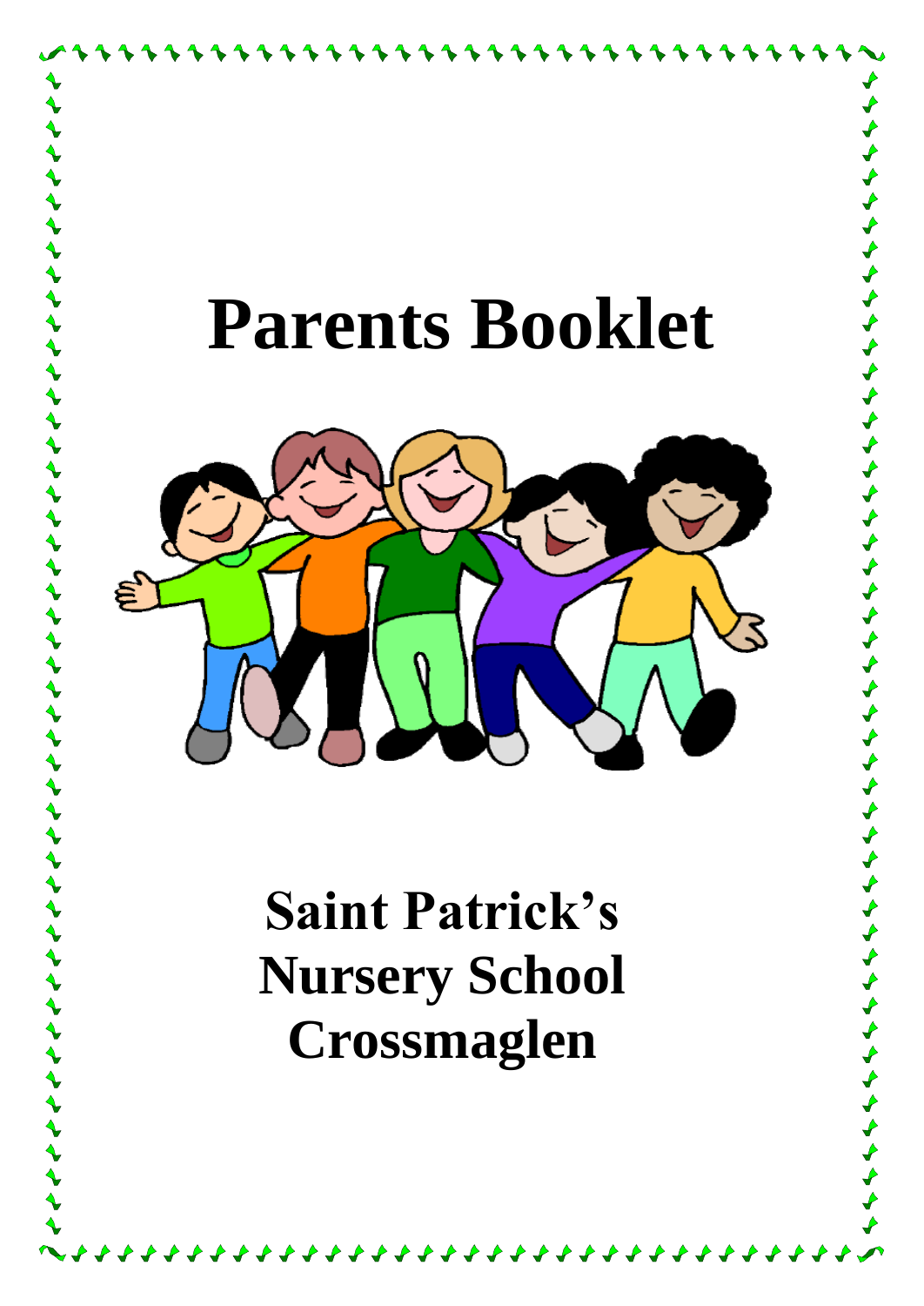# Parents Booklet

# Saint Patrick's Nursery School Crossmaglen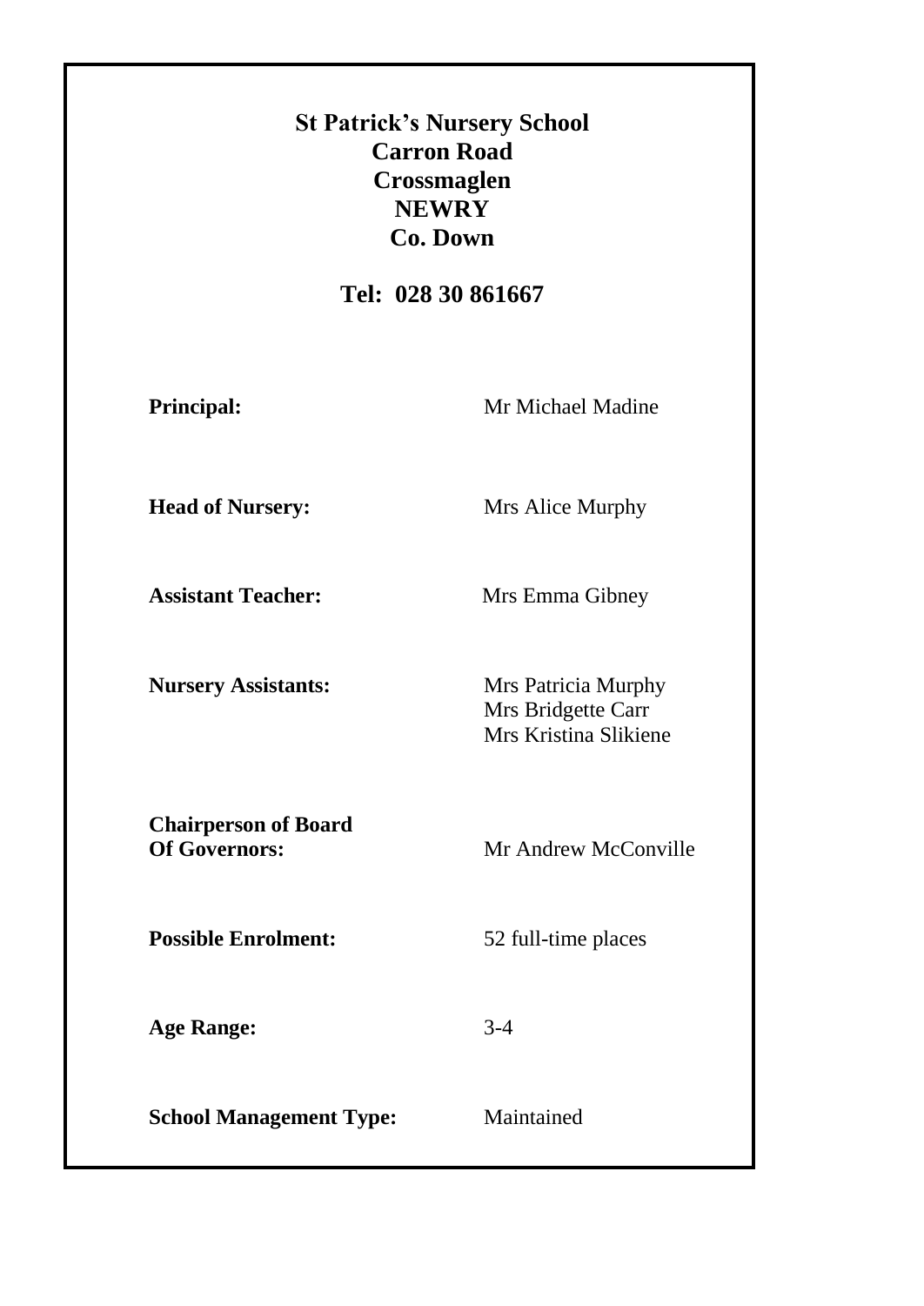**St Patrick's Nursery School**
**Carron Road**
**Crossmaglen**
**NEWRY**
**Co. Down**

**Tel: 028 30 861667**

| | |
|---|---|
| **Principal:** | Mr Michael Madine |
| **Head of Nursery:** | Mrs Alice Murphy |
| **Assistant Teacher:** | Mrs Emma Gibney |
| **Nursery Assistants:** | Mrs Patricia Murphy<br>Mrs Bridgette Carr<br>Mrs Kristina Slikiene |
| **Chairperson of Board Of Governors:** | Mr Andrew McConville |
| **Possible Enrolment:** | 52 full-time places |
| **Age Range:** | 3-4 |
| **School Management Type:** | Maintained |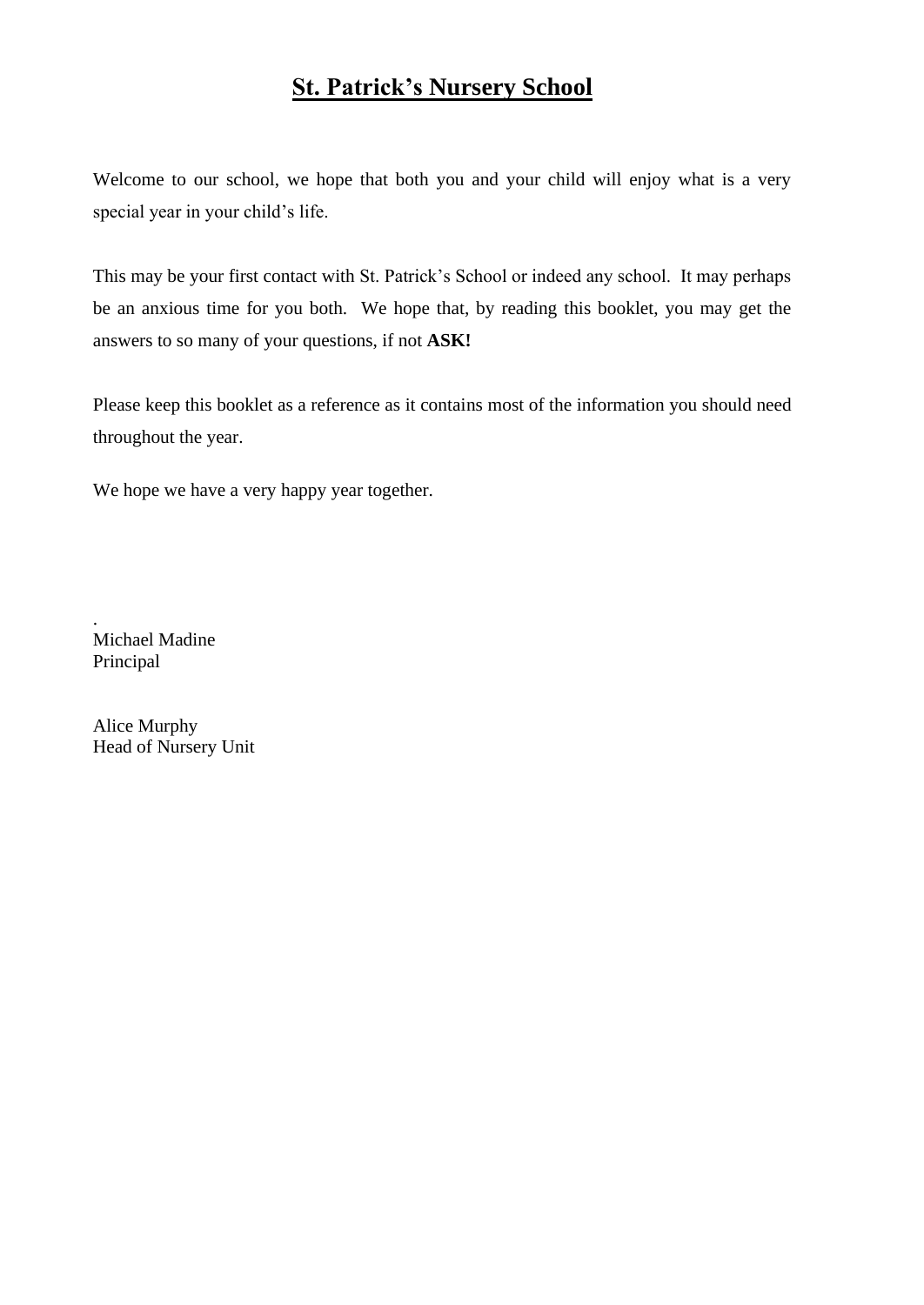# St. Patrick's Nursery School

Welcome to our school, we hope that both you and your child will enjoy what is a very special year in your child's life.

This may be your first contact with St. Patrick's School or indeed any school. It may perhaps be an anxious time for you both. We hope that, by reading this booklet, you may get the answers to so many of your questions, if not **ASK!**

Please keep this booklet as a reference as it contains most of the information you should need throughout the year.

We hope we have a very happy year together.

.
Michael Madine
Principal

Alice Murphy
Head of Nursery Unit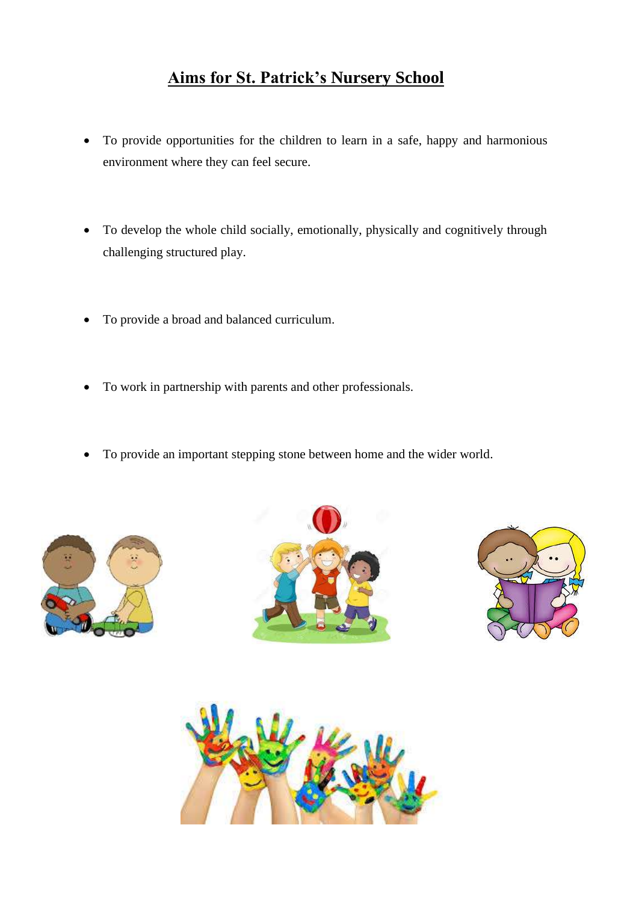# Aims for St. Patrick's Nursery School

- To provide opportunities for the children to learn in a safe, happy and harmonious environment where they can feel secure.

- To develop the whole child socially, emotionally, physically and cognitively through challenging structured play.

- To provide a broad and balanced curriculum.

- To work in partnership with parents and other professionals.

- To provide an important stepping stone between home and the wider world.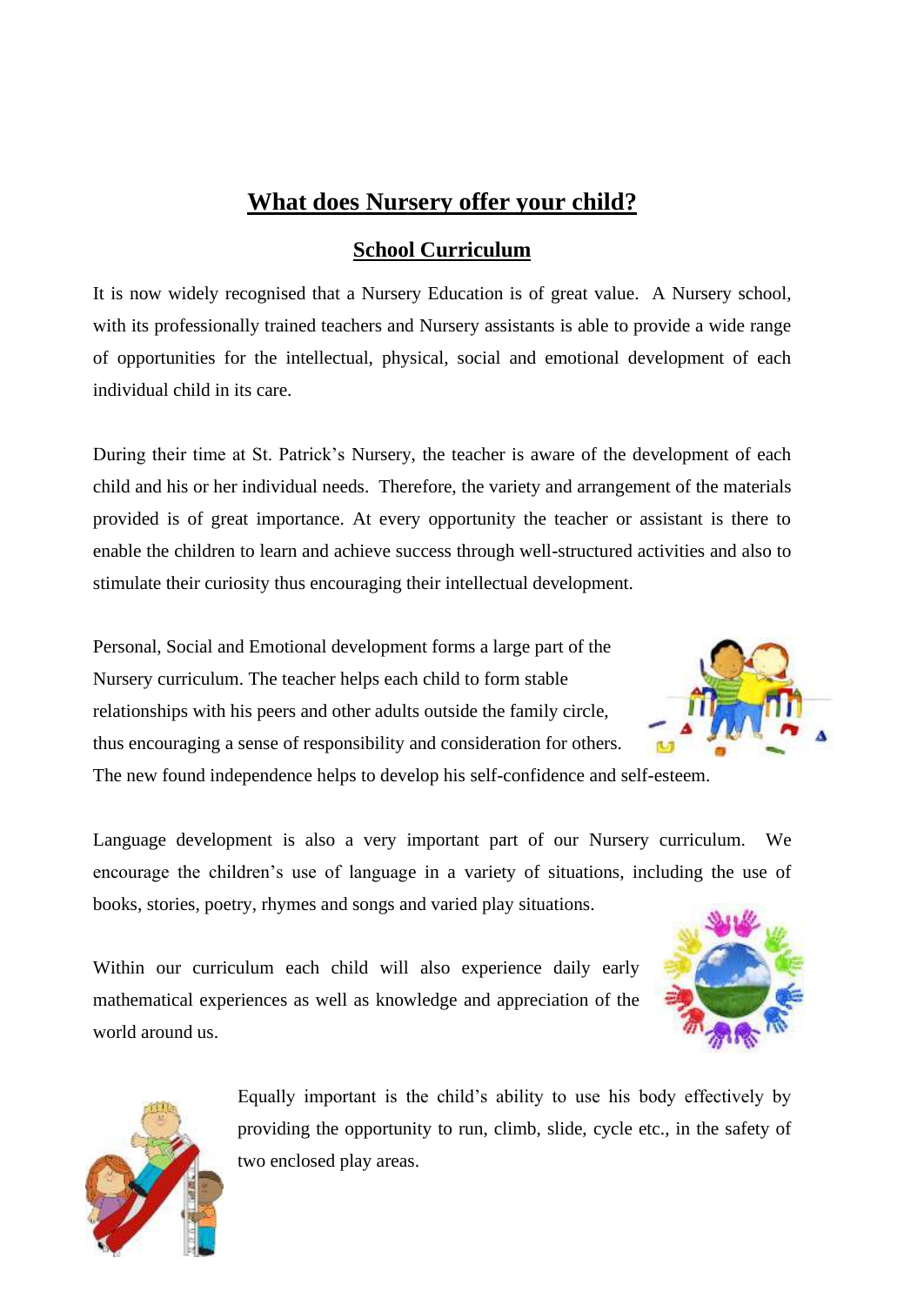# What does Nursery offer your child?

## School Curriculum

It is now widely recognised that a Nursery Education is of great value. A Nursery school, with its professionally trained teachers and Nursery assistants is able to provide a wide range of opportunities for the intellectual, physical, social and emotional development of each individual child in its care.

During their time at St. Patrick's Nursery, the teacher is aware of the development of each child and his or her individual needs. Therefore, the variety and arrangement of the materials provided is of great importance. At every opportunity the teacher or assistant is there to enable the children to learn and achieve success through well-structured activities and also to stimulate their curiosity thus encouraging their intellectual development.

Personal, Social and Emotional development forms a large part of the Nursery curriculum. The teacher helps each child to form stable relationships with his peers and other adults outside the family circle, thus encouraging a sense of responsibility and consideration for others. The new found independence helps to develop his self-confidence and self-esteem.

Language development is also a very important part of our Nursery curriculum. We encourage the children's use of language in a variety of situations, including the use of books, stories, poetry, rhymes and songs and varied play situations.

Within our curriculum each child will also experience daily early mathematical experiences as well as knowledge and appreciation of the world around us.

Equally important is the child's ability to use his body effectively by providing the opportunity to run, climb, slide, cycle etc., in the safety of two enclosed play areas.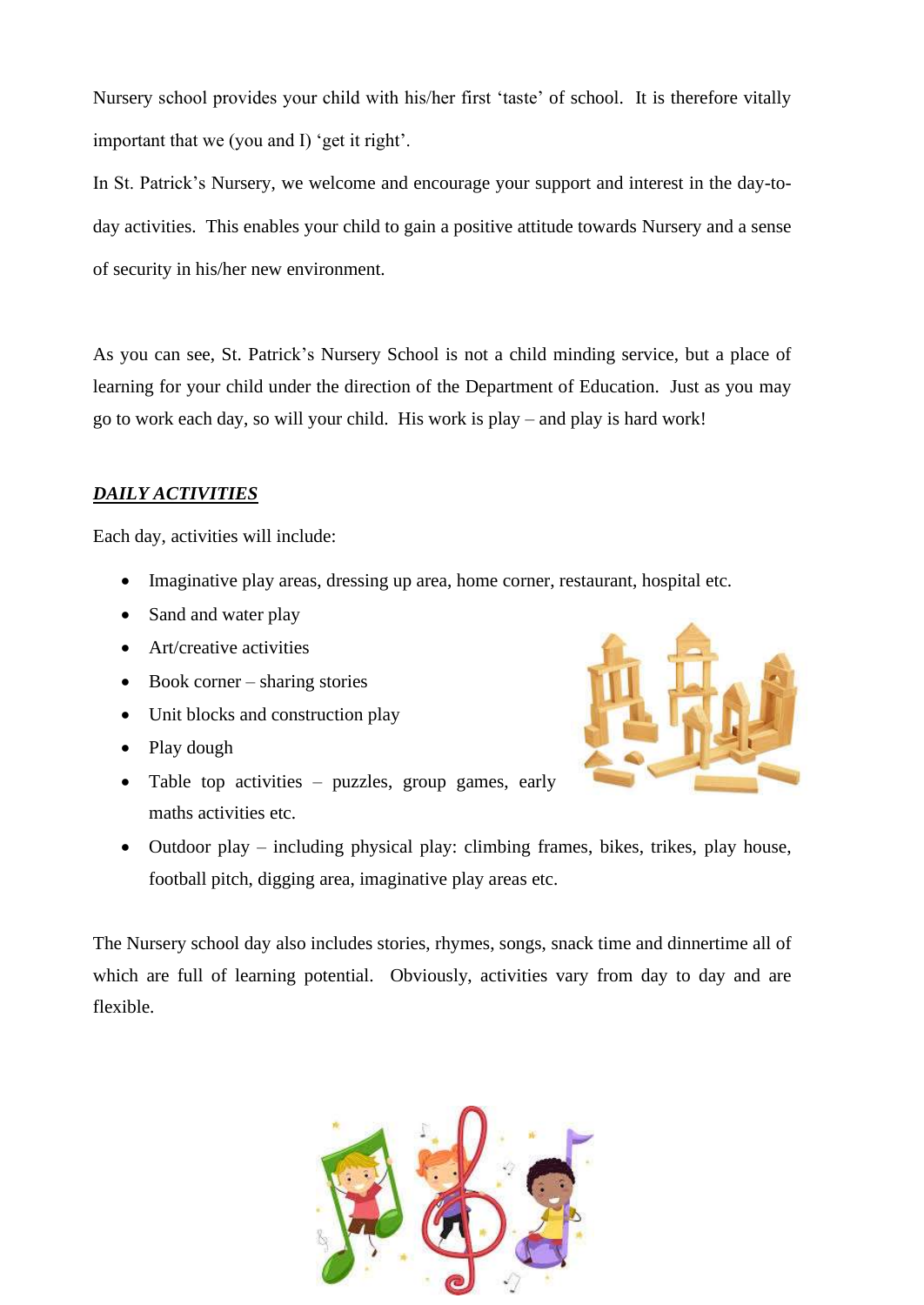Nursery school provides your child with his/her first 'taste' of school. It is therefore vitally important that we (you and I) 'get it right'.

In St. Patrick's Nursery, we welcome and encourage your support and interest in the day-to-day activities. This enables your child to gain a positive attitude towards Nursery and a sense of security in his/her new environment.

As you can see, St. Patrick's Nursery School is not a child minding service, but a place of learning for your child under the direction of the Department of Education. Just as you may go to work each day, so will your child. His work is play – and play is hard work!

## ***DAILY ACTIVITIES***

Each day, activities will include:

- Imaginative play areas, dressing up area, home corner, restaurant, hospital etc.
- Sand and water play
- Art/creative activities
- Book corner – sharing stories
- Unit blocks and construction play
- Play dough
- Table top activities – puzzles, group games, early maths activities etc.
- Outdoor play – including physical play: climbing frames, bikes, trikes, play house, football pitch, digging area, imaginative play areas etc.

The Nursery school day also includes stories, rhymes, songs, snack time and dinnertime all of which are full of learning potential. Obviously, activities vary from day to day and are flexible.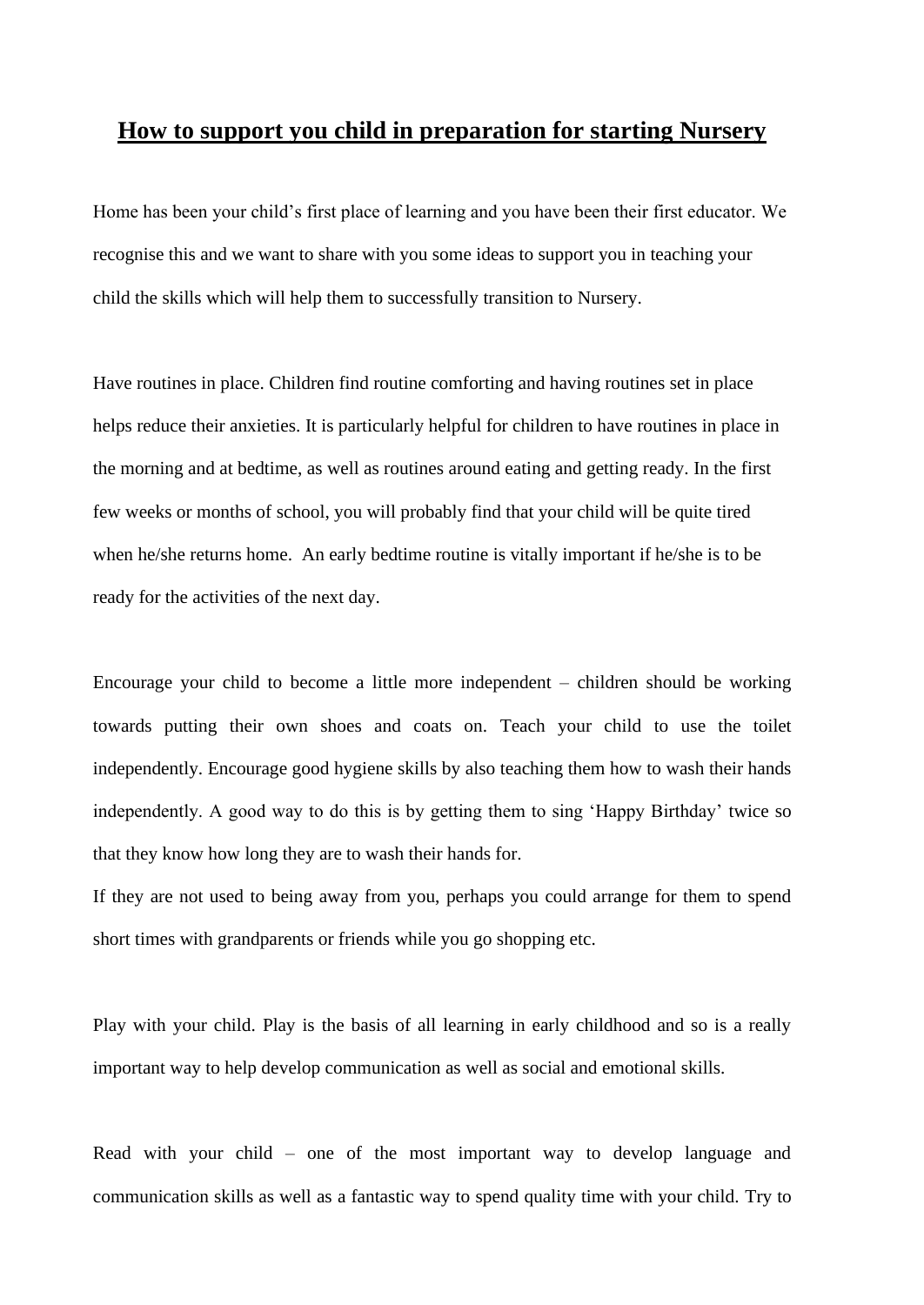# How to support you child in preparation for starting Nursery

Home has been your child's first place of learning and you have been their first educator. We recognise this and we want to share with you some ideas to support you in teaching your child the skills which will help them to successfully transition to Nursery.

Have routines in place. Children find routine comforting and having routines set in place helps reduce their anxieties. It is particularly helpful for children to have routines in place in the morning and at bedtime, as well as routines around eating and getting ready. In the first few weeks or months of school, you will probably find that your child will be quite tired when he/she returns home. An early bedtime routine is vitally important if he/she is to be ready for the activities of the next day.

Encourage your child to become a little more independent – children should be working towards putting their own shoes and coats on. Teach your child to use the toilet independently. Encourage good hygiene skills by also teaching them how to wash their hands independently. A good way to do this is by getting them to sing 'Happy Birthday' twice so that they know how long they are to wash their hands for.
If they are not used to being away from you, perhaps you could arrange for them to spend short times with grandparents or friends while you go shopping etc.

Play with your child. Play is the basis of all learning in early childhood and so is a really important way to help develop communication as well as social and emotional skills.

Read with your child – one of the most important way to develop language and communication skills as well as a fantastic way to spend quality time with your child. Try to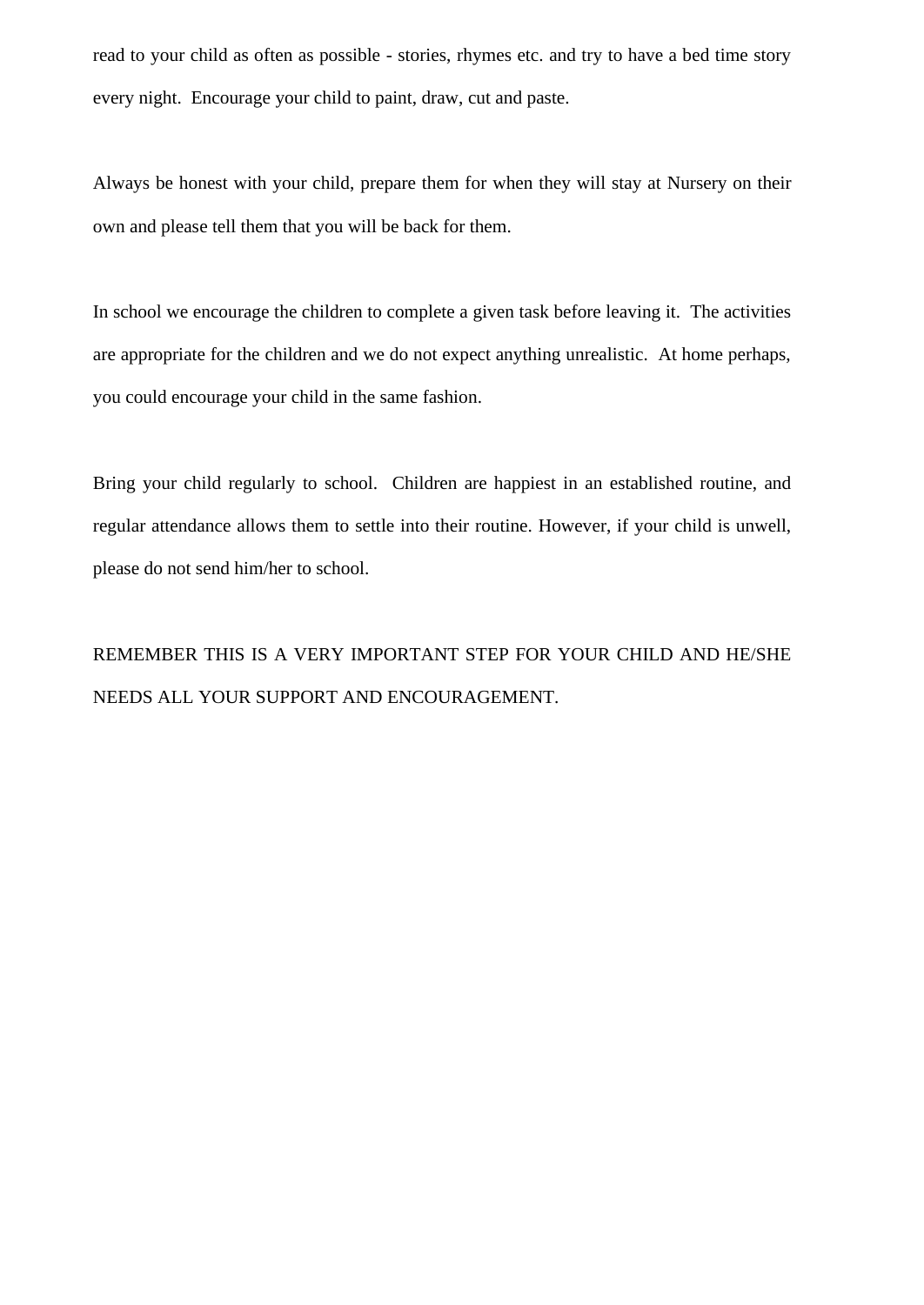read to your child as often as possible - stories, rhymes etc. and try to have a bed time story every night. Encourage your child to paint, draw, cut and paste.

Always be honest with your child, prepare them for when they will stay at Nursery on their own and please tell them that you will be back for them.

In school we encourage the children to complete a given task before leaving it. The activities are appropriate for the children and we do not expect anything unrealistic. At home perhaps, you could encourage your child in the same fashion.

Bring your child regularly to school. Children are happiest in an established routine, and regular attendance allows them to settle into their routine. However, if your child is unwell, please do not send him/her to school.

REMEMBER THIS IS A VERY IMPORTANT STEP FOR YOUR CHILD AND HE/SHE NEEDS ALL YOUR SUPPORT AND ENCOURAGEMENT.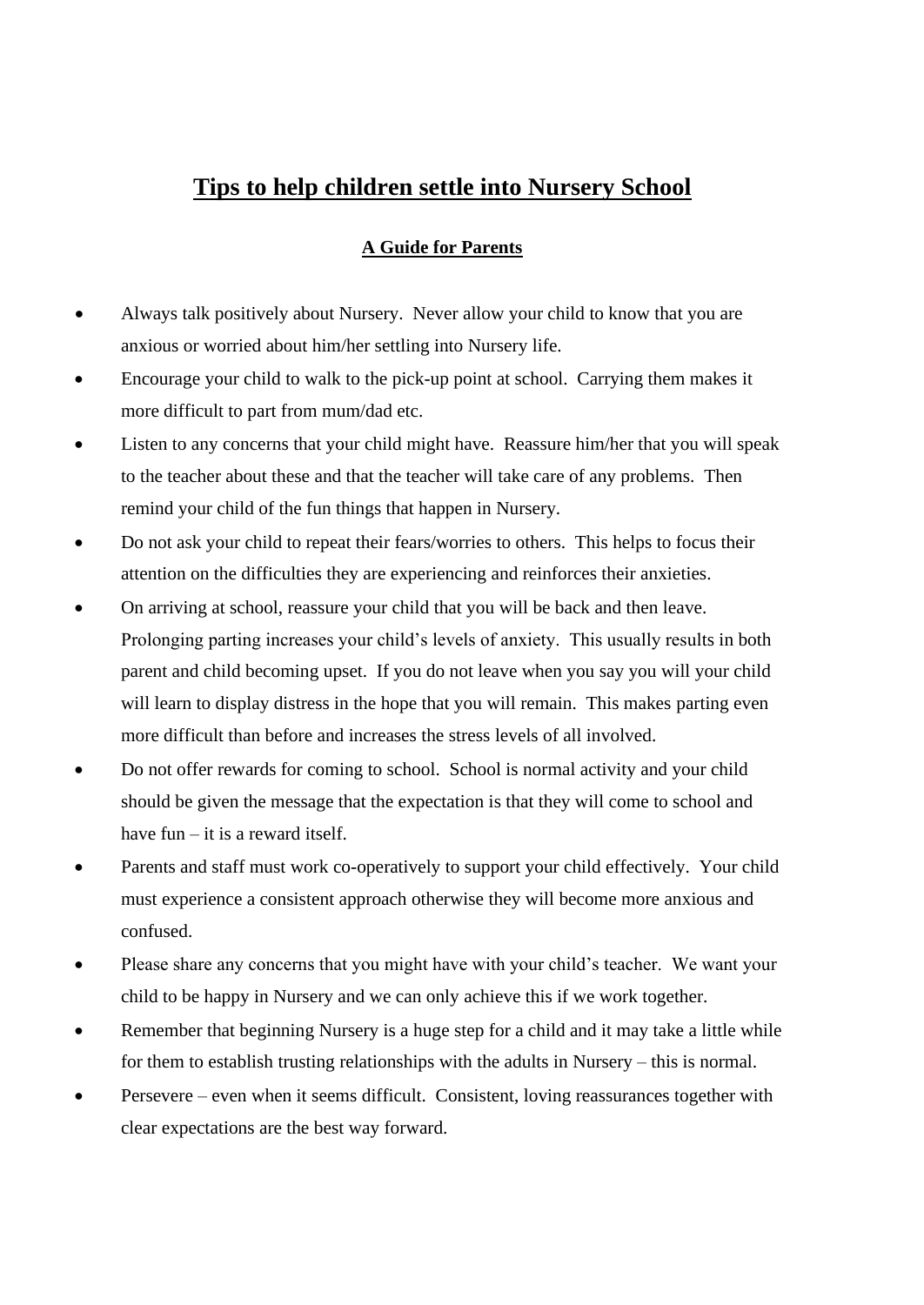# Tips to help children settle into Nursery School

## A Guide for Parents

- Always talk positively about Nursery.  Never allow your child to know that you are anxious or worried about him/her settling into Nursery life.
- Encourage your child to walk to the pick-up point at school.  Carrying them makes it more difficult to part from mum/dad etc.
- Listen to any concerns that your child might have.  Reassure him/her that you will speak to the teacher about these and that the teacher will take care of any problems.  Then remind your child of the fun things that happen in Nursery.
- Do not ask your child to repeat their fears/worries to others.  This helps to focus their attention on the difficulties they are experiencing and reinforces their anxieties.
- On arriving at school, reassure your child that you will be back and then leave.  Prolonging parting increases your child's levels of anxiety.  This usually results in both parent and child becoming upset.  If you do not leave when you say you will your child will learn to display distress in the hope that you will remain.  This makes parting even more difficult than before and increases the stress levels of all involved.
- Do not offer rewards for coming to school.  School is normal activity and your child should be given the message that the expectation is that they will come to school and have fun – it is a reward itself.
- Parents and staff must work co-operatively to support your child effectively.  Your child must experience a consistent approach otherwise they will become more anxious and confused.
- Please share any concerns that you might have with your child's teacher.  We want your child to be happy in Nursery and we can only achieve this if we work together.
- Remember that beginning Nursery is a huge step for a child and it may take a little while for them to establish trusting relationships with the adults in Nursery – this is normal.
- Persevere – even when it seems difficult.  Consistent, loving reassurances together with clear expectations are the best way forward.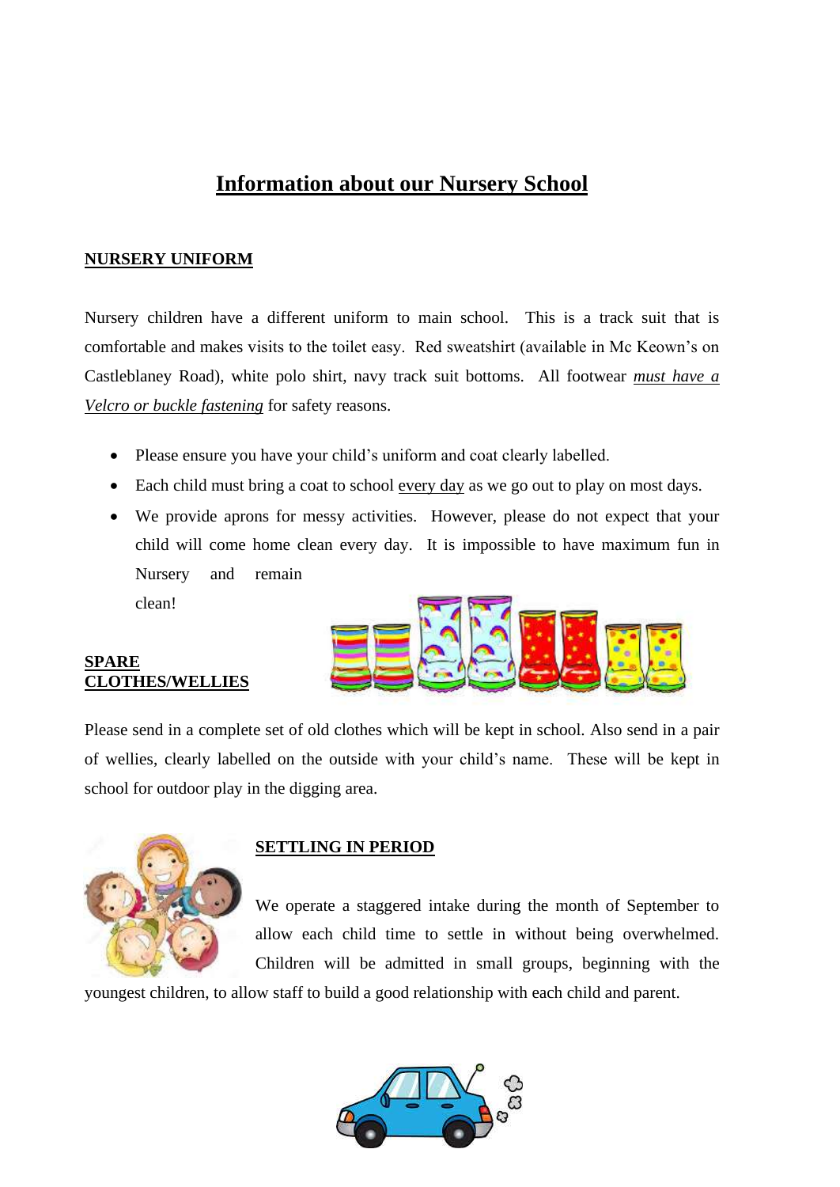# Information about our Nursery School

## NURSERY UNIFORM

Nursery children have a different uniform to main school. This is a track suit that is comfortable and makes visits to the toilet easy. Red sweatshirt (available in Mc Keown's on Castleblaney Road), white polo shirt, navy track suit bottoms. All footwear ***must have a Velcro or buckle fastening*** for safety reasons.

- Please ensure you have your child's uniform and coat clearly labelled.
- Each child must bring a coat to school every day as we go out to play on most days.
- We provide aprons for messy activities. However, please do not expect that your child will come home clean every day. It is impossible to have maximum fun in Nursery and remain clean!

## SPARE CLOTHES/WELLIES

Please send in a complete set of old clothes which will be kept in school. Also send in a pair of wellies, clearly labelled on the outside with your child's name. These will be kept in school for outdoor play in the digging area.

## SETTLING IN PERIOD

We operate a staggered intake during the month of September to allow each child time to settle in without being overwhelmed. Children will be admitted in small groups, beginning with the youngest children, to allow staff to build a good relationship with each child and parent.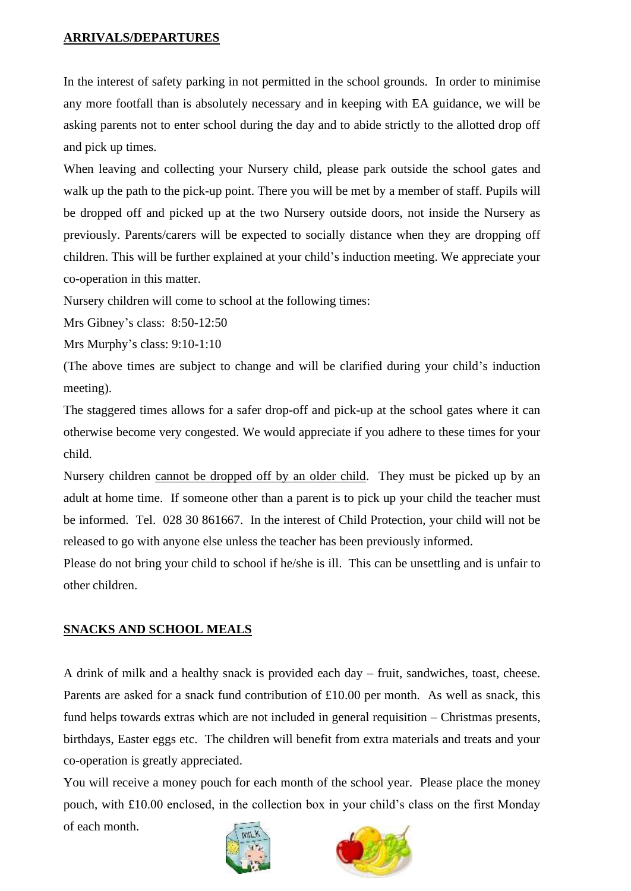## ARRIVALS/DEPARTURES

In the interest of safety parking in not permitted in the school grounds. In order to minimise any more footfall than is absolutely necessary and in keeping with EA guidance, we will be asking parents not to enter school during the day and to abide strictly to the allotted drop off and pick up times.

When leaving and collecting your Nursery child, please park outside the school gates and walk up the path to the pick-up point. There you will be met by a member of staff. Pupils will be dropped off and picked up at the two Nursery outside doors, not inside the Nursery as previously. Parents/carers will be expected to socially distance when they are dropping off children. This will be further explained at your child's induction meeting. We appreciate your co-operation in this matter.

Nursery children will come to school at the following times:

Mrs Gibney's class: 8:50-12:50

Mrs Murphy's class: 9:10-1:10

(The above times are subject to change and will be clarified during your child's induction meeting).

The staggered times allows for a safer drop-off and pick-up at the school gates where it can otherwise become very congested. We would appreciate if you adhere to these times for your child.

Nursery children cannot be dropped off by an older child. They must be picked up by an adult at home time. If someone other than a parent is to pick up your child the teacher must be informed. Tel. 028 30 861667. In the interest of Child Protection, your child will not be released to go with anyone else unless the teacher has been previously informed.

Please do not bring your child to school if he/she is ill. This can be unsettling and is unfair to other children.

## SNACKS AND SCHOOL MEALS

A drink of milk and a healthy snack is provided each day – fruit, sandwiches, toast, cheese. Parents are asked for a snack fund contribution of £10.00 per month. As well as snack, this fund helps towards extras which are not included in general requisition – Christmas presents, birthdays, Easter eggs etc. The children will benefit from extra materials and treats and your co-operation is greatly appreciated.

You will receive a money pouch for each month of the school year. Please place the money pouch, with £10.00 enclosed, in the collection box in your child's class on the first Monday of each month.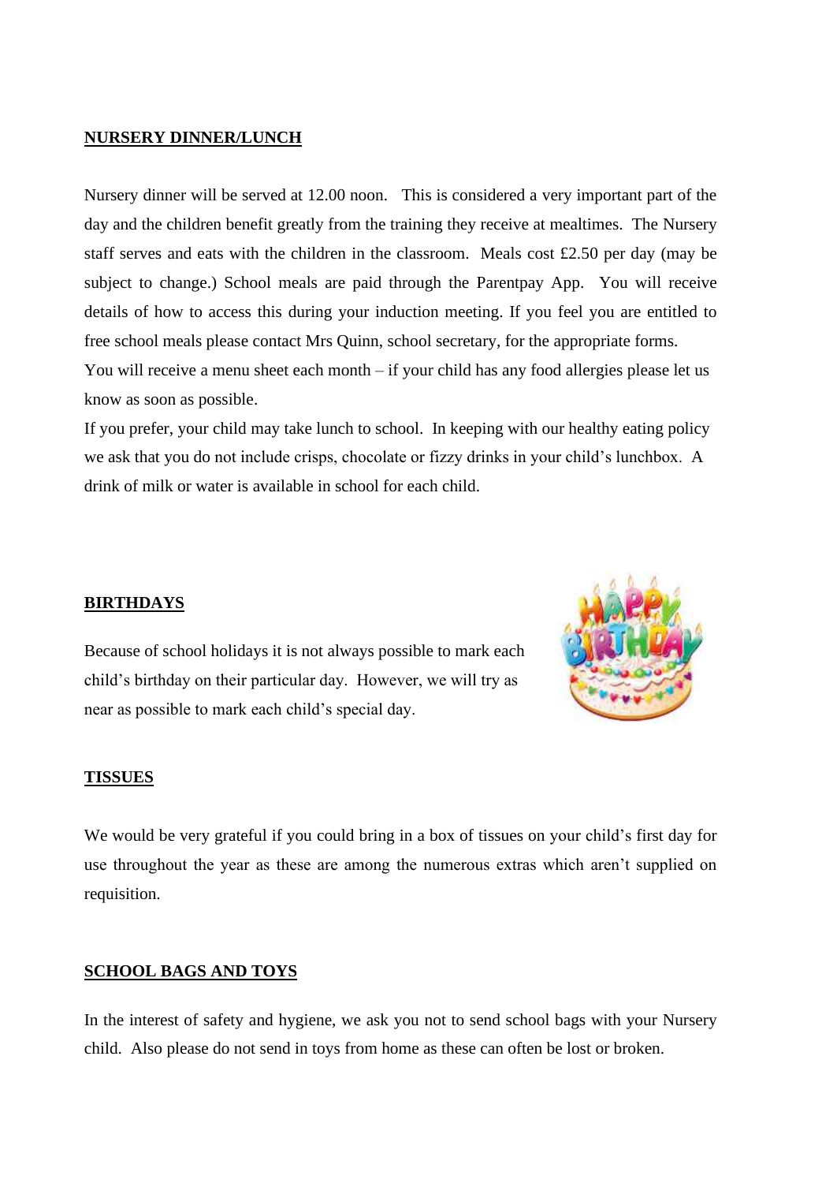## NURSERY DINNER/LUNCH

Nursery dinner will be served at 12.00 noon. This is considered a very important part of the day and the children benefit greatly from the training they receive at mealtimes. The Nursery staff serves and eats with the children in the classroom. Meals cost £2.50 per day (may be subject to change.) School meals are paid through the Parentpay App. You will receive details of how to access this during your induction meeting. If you feel you are entitled to free school meals please contact Mrs Quinn, school secretary, for the appropriate forms.
You will receive a menu sheet each month – if your child has any food allergies please let us know as soon as possible.
If you prefer, your child may take lunch to school. In keeping with our healthy eating policy we ask that you do not include crisps, chocolate or fizzy drinks in your child's lunchbox. A drink of milk or water is available in school for each child.

## BIRTHDAYS

Because of school holidays it is not always possible to mark each child's birthday on their particular day. However, we will try as near as possible to mark each child's special day.

## TISSUES

We would be very grateful if you could bring in a box of tissues on your child's first day for use throughout the year as these are among the numerous extras which aren't supplied on requisition.

## SCHOOL BAGS AND TOYS

In the interest of safety and hygiene, we ask you not to send school bags with your Nursery child. Also please do not send in toys from home as these can often be lost or broken.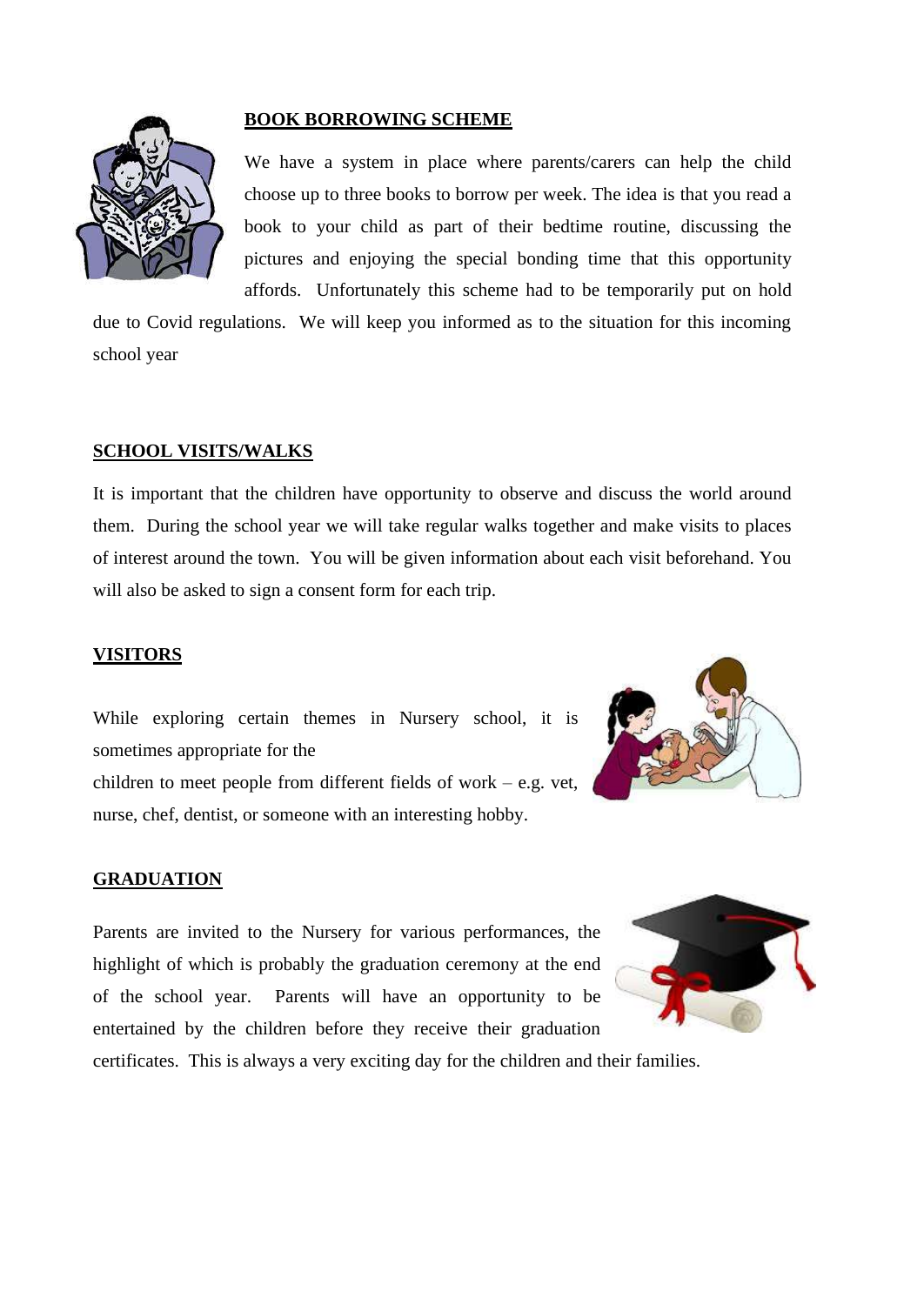**BOOK BORROWING SCHEME**

We have a system in place where parents/carers can help the child choose up to three books to borrow per week. The idea is that you read a book to your child as part of their bedtime routine, discussing the pictures and enjoying the special bonding time that this opportunity affords. Unfortunately this scheme had to be temporarily put on hold due to Covid regulations. We will keep you informed as to the situation for this incoming school year

**SCHOOL VISITS/WALKS**

It is important that the children have opportunity to observe and discuss the world around them. During the school year we will take regular walks together and make visits to places of interest around the town. You will be given information about each visit beforehand. You will also be asked to sign a consent form for each trip.

**VISITORS**

While exploring certain themes in Nursery school, it is sometimes appropriate for the children to meet people from different fields of work – e.g. vet, nurse, chef, dentist, or someone with an interesting hobby.

**GRADUATION**

Parents are invited to the Nursery for various performances, the highlight of which is probably the graduation ceremony at the end of the school year. Parents will have an opportunity to be entertained by the children before they receive their graduation certificates. This is always a very exciting day for the children and their families.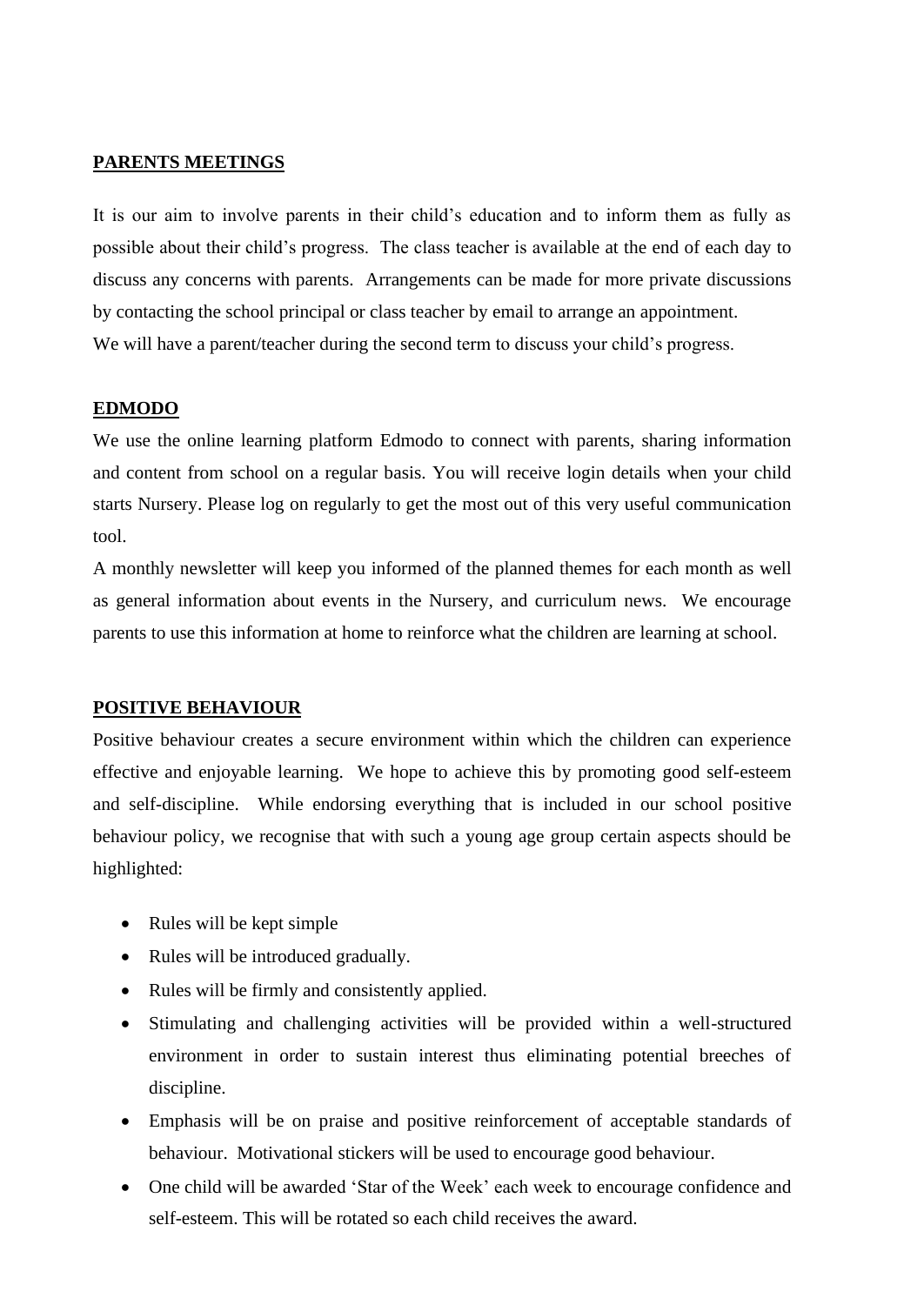## PARENTS MEETINGS

It is our aim to involve parents in their child's education and to inform them as fully as possible about their child's progress. The class teacher is available at the end of each day to discuss any concerns with parents. Arrangements can be made for more private discussions by contacting the school principal or class teacher by email to arrange an appointment.
We will have a parent/teacher during the second term to discuss your child's progress.

## EDMODO

We use the online learning platform Edmodo to connect with parents, sharing information and content from school on a regular basis. You will receive login details when your child starts Nursery. Please log on regularly to get the most out of this very useful communication tool.
A monthly newsletter will keep you informed of the planned themes for each month as well as general information about events in the Nursery, and curriculum news. We encourage parents to use this information at home to reinforce what the children are learning at school.

## POSITIVE BEHAVIOUR

Positive behaviour creates a secure environment within which the children can experience effective and enjoyable learning. We hope to achieve this by promoting good self-esteem and self-discipline. While endorsing everything that is included in our school positive behaviour policy, we recognise that with such a young age group certain aspects should be highlighted:

- Rules will be kept simple
- Rules will be introduced gradually.
- Rules will be firmly and consistently applied.
- Stimulating and challenging activities will be provided within a well-structured environment in order to sustain interest thus eliminating potential breeches of discipline.
- Emphasis will be on praise and positive reinforcement of acceptable standards of behaviour. Motivational stickers will be used to encourage good behaviour.
- One child will be awarded 'Star of the Week' each week to encourage confidence and self-esteem. This will be rotated so each child receives the award.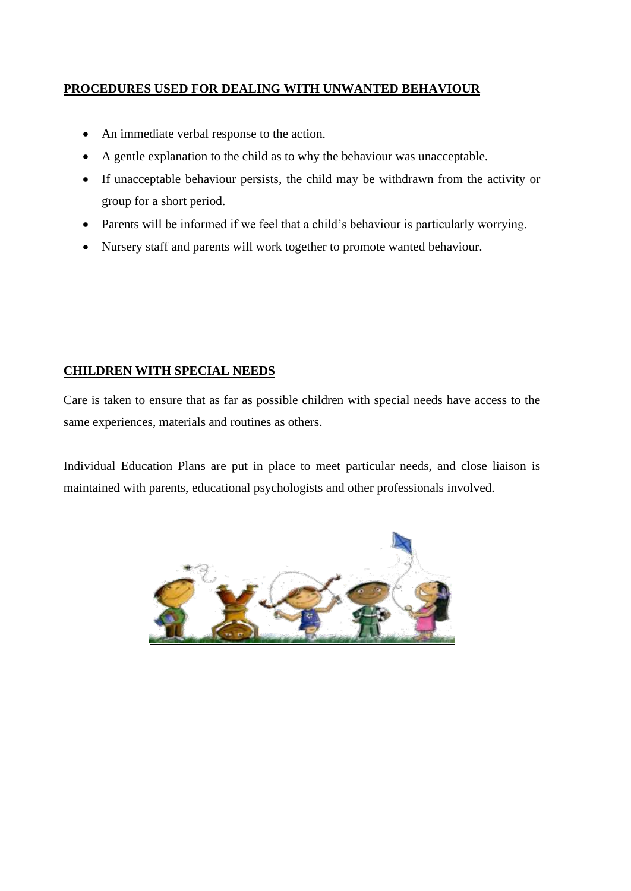## PROCEDURES USED FOR DEALING WITH UNWANTED BEHAVIOUR

- An immediate verbal response to the action.
- A gentle explanation to the child as to why the behaviour was unacceptable.
- If unacceptable behaviour persists, the child may be withdrawn from the activity or group for a short period.
- Parents will be informed if we feel that a child's behaviour is particularly worrying.
- Nursery staff and parents will work together to promote wanted behaviour.

## CHILDREN WITH SPECIAL NEEDS

Care is taken to ensure that as far as possible children with special needs have access to the same experiences, materials and routines as others.

Individual Education Plans are put in place to meet particular needs, and close liaison is maintained with parents, educational psychologists and other professionals involved.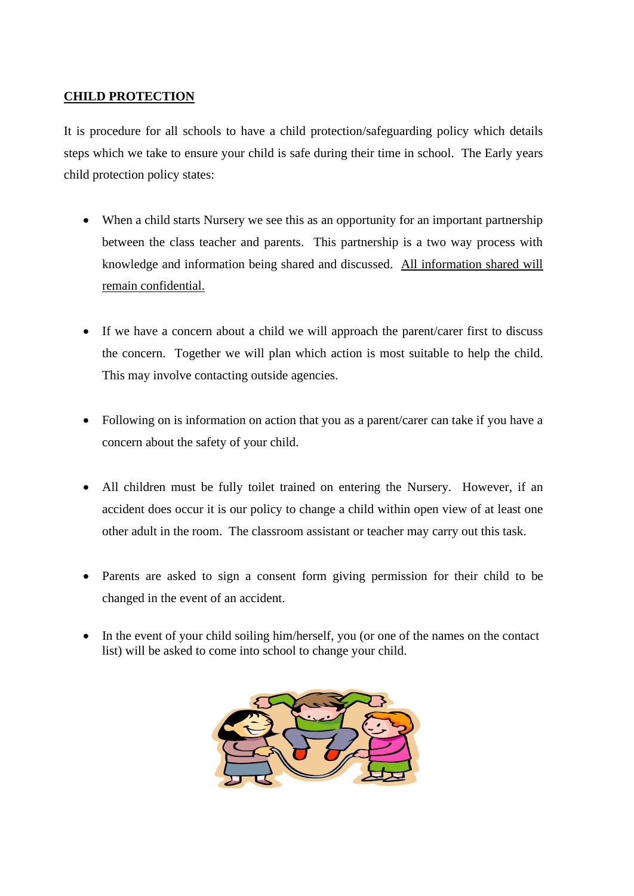## CHILD PROTECTION

It is procedure for all schools to have a child protection/safeguarding policy which details steps which we take to ensure your child is safe during their time in school. The Early years child protection policy states:

- When a child starts Nursery we see this as an opportunity for an important partnership between the class teacher and parents. This partnership is a two way process with knowledge and information being shared and discussed. <u>All information shared will remain confidential.</u>

- If we have a concern about a child we will approach the parent/carer first to discuss the concern. Together we will plan which action is most suitable to help the child. This may involve contacting outside agencies.

- Following on is information on action that you as a parent/carer can take if you have a concern about the safety of your child.

- All children must be fully toilet trained on entering the Nursery. However, if an accident does occur it is our policy to change a child within open view of at least one other adult in the room. The classroom assistant or teacher may carry out this task.

- Parents are asked to sign a consent form giving permission for their child to be changed in the event of an accident.

- In the event of your child soiling him/herself, you (or one of the names on the contact list) will be asked to come into school to change your child.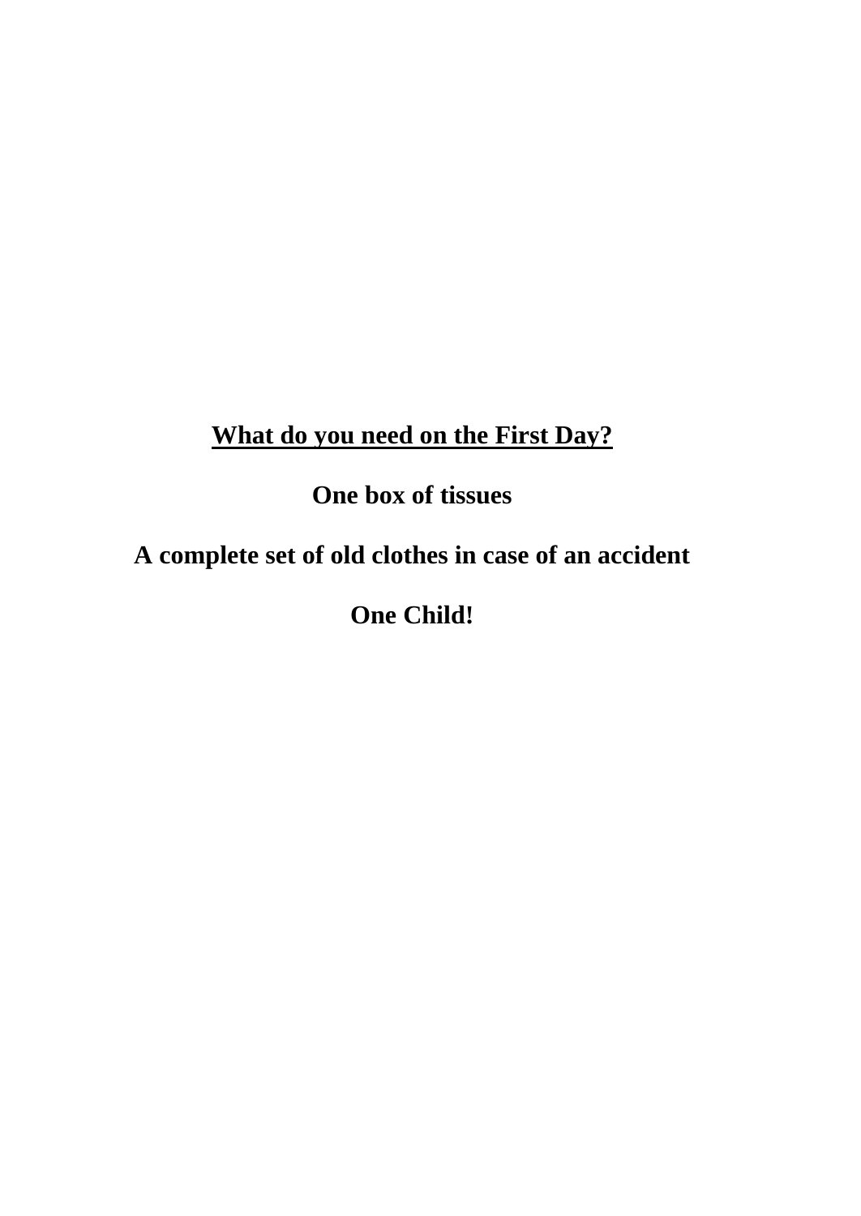## What do you need on the First Day?

**One box of tissues**

**A complete set of old clothes in case of an accident**

**One Child!**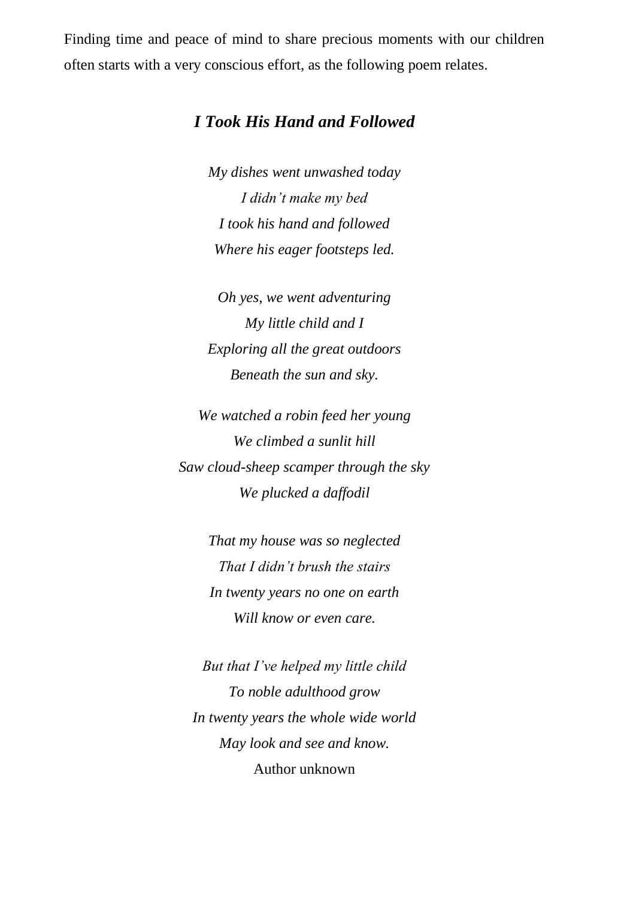Finding time and peace of mind to share precious moments with our children often starts with a very conscious effort, as the following poem relates.

### *I Took His Hand and Followed*

*My dishes went unwashed today*
*I didn't make my bed*
*I took his hand and followed*
*Where his eager footsteps led.*

*Oh yes, we went adventuring*
*My little child and I*
*Exploring all the great outdoors*
*Beneath the sun and sky.*

*We watched a robin feed her young*
*We climbed a sunlit hill*
*Saw cloud-sheep scamper through the sky*
*We plucked a daffodil*

*That my house was so neglected*
*That I didn't brush the stairs*
*In twenty years no one on earth*
*Will know or even care.*

*But that I've helped my little child*
*To noble adulthood grow*
*In twenty years the whole wide world*
*May look and see and know.*

Author unknown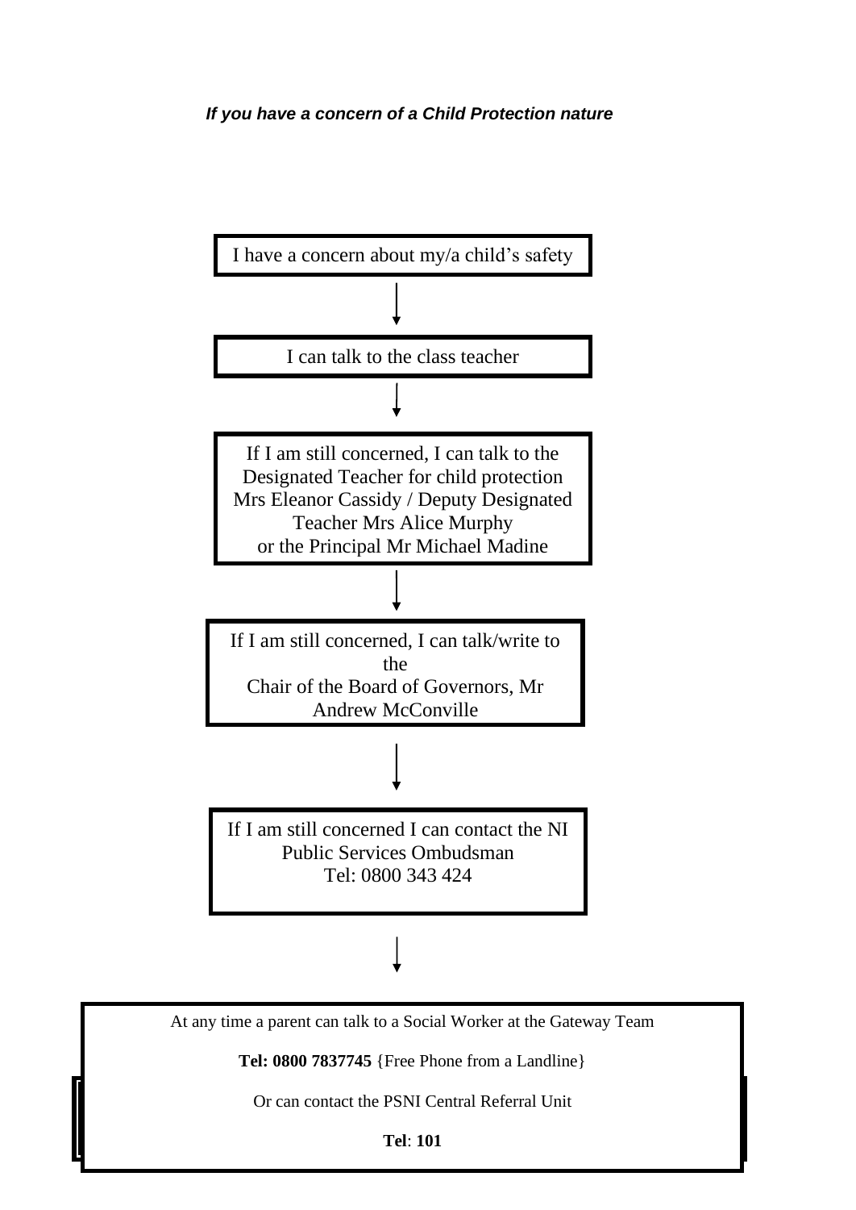***If you have a concern of a Child Protection nature***

I have a concern about my/a child's safety

↓

I can talk to the class teacher

↓

If I am still concerned, I can talk to the Designated Teacher for child protection Mrs Eleanor Cassidy / Deputy Designated Teacher Mrs Alice Murphy or the Principal Mr Michael Madine

↓

If I am still concerned, I can talk/write to the Chair of the Board of Governors, Mr Andrew McConville

↓

If I am still concerned I can contact the NI Public Services Ombudsman Tel: 0800 343 424

↓

At any time a parent can talk to a Social Worker at the Gateway Team

**Tel: 0800 7837745** {Free Phone from a Landline}

Or can contact the PSNI Central Referral Unit

**Tel**: **101**